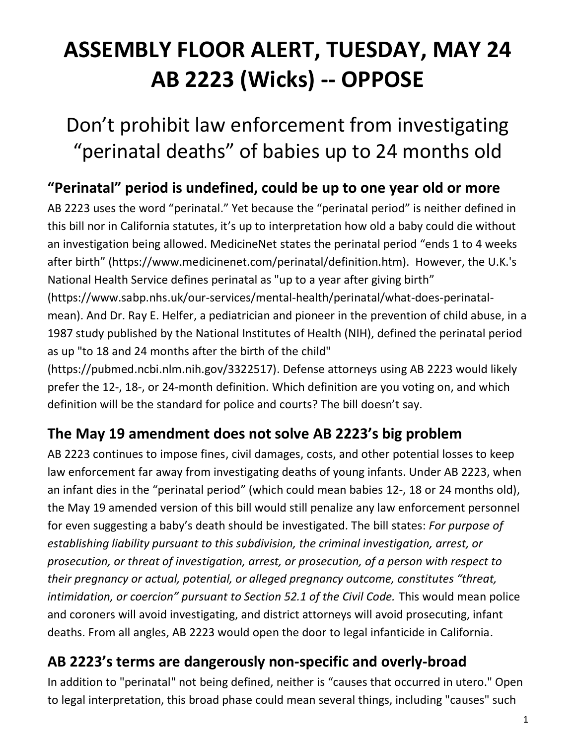# ASSEMBLY FLOOR ALERT, TUESDAY, MAY 24
# AB 2223 (Wicks) -- OPPOSE

Don't prohibit law enforcement from investigating "perinatal deaths" of babies up to 24 months old

## "Perinatal" period is undefined, could be up to one year old or more

AB 2223 uses the word "perinatal." Yet because the "perinatal period" is neither defined in this bill nor in California statutes, it's up to interpretation how old a baby could die without an investigation being allowed. MedicineNet states the perinatal period "ends 1 to 4 weeks after birth" (https://www.medicinenet.com/perinatal/definition.htm). However, the U.K.'s National Health Service defines perinatal as "up to a year after giving birth" (https://www.sabp.nhs.uk/our-services/mental-health/perinatal/what-does-perinatal-mean). And Dr. Ray E. Helfer, a pediatrician and pioneer in the prevention of child abuse, in a 1987 study published by the National Institutes of Health (NIH), defined the perinatal period as up "to 18 and 24 months after the birth of the child" (https://pubmed.ncbi.nlm.nih.gov/3322517). Defense attorneys using AB 2223 would likely prefer the 12-, 18-, or 24-month definition. Which definition are you voting on, and which definition will be the standard for police and courts? The bill doesn't say.

## The May 19 amendment does not solve AB 2223's big problem

AB 2223 continues to impose fines, civil damages, costs, and other potential losses to keep law enforcement far away from investigating deaths of young infants. Under AB 2223, when an infant dies in the "perinatal period" (which could mean babies 12-, 18 or 24 months old), the May 19 amended version of this bill would still penalize any law enforcement personnel for even suggesting a baby's death should be investigated. The bill states: *For purpose of establishing liability pursuant to this subdivision, the criminal investigation, arrest, or prosecution, or threat of investigation, arrest, or prosecution, of a person with respect to their pregnancy or actual, potential, or alleged pregnancy outcome, constitutes "threat, intimidation, or coercion" pursuant to Section 52.1 of the Civil Code.* This would mean police and coroners will avoid investigating, and district attorneys will avoid prosecuting, infant deaths. From all angles, AB 2223 would open the door to legal infanticide in California.

## AB 2223's terms are dangerously non-specific and overly-broad

In addition to "perinatal" not being defined, neither is "causes that occurred in utero." Open to legal interpretation, this broad phase could mean several things, including "causes" such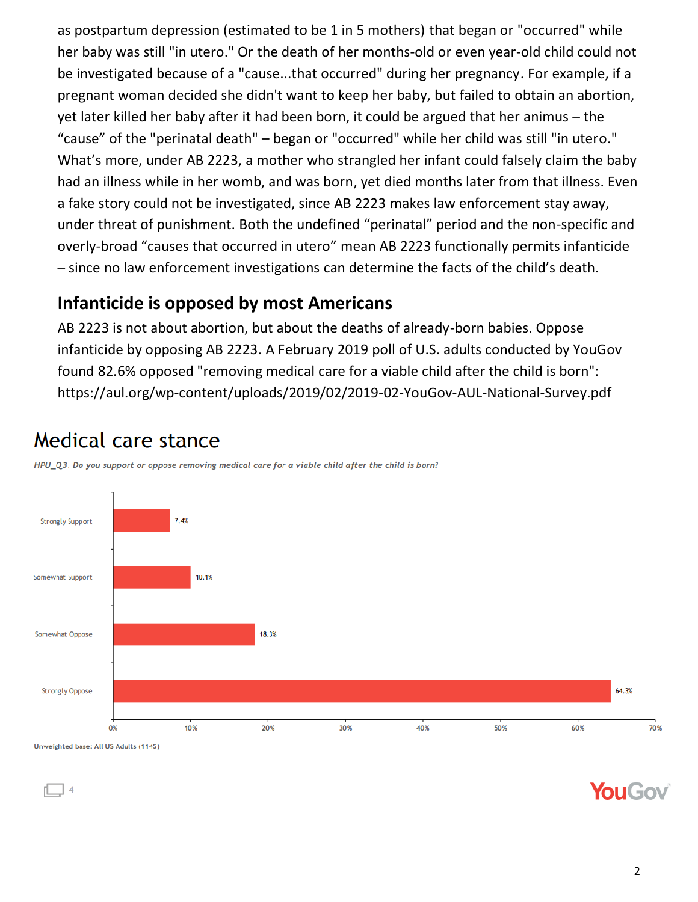as postpartum depression (estimated to be 1 in 5 mothers) that began or "occurred" while her baby was still "in utero." Or the death of her months-old or even year-old child could not be investigated because of a "cause...that occurred" during her pregnancy. For example, if a pregnant woman decided she didn't want to keep her baby, but failed to obtain an abortion, yet later killed her baby after it had been born, it could be argued that her animus – the "cause" of the "perinatal death" – began or "occurred" while her child was still "in utero." What's more, under AB 2223, a mother who strangled her infant could falsely claim the baby had an illness while in her womb, and was born, yet died months later from that illness. Even a fake story could not be investigated, since AB 2223 makes law enforcement stay away, under threat of punishment. Both the undefined "perinatal" period and the non-specific and overly-broad "causes that occurred in utero" mean AB 2223 functionally permits infanticide – since no law enforcement investigations can determine the facts of the child's death.

## Infanticide is opposed by most Americans

AB 2223 is not about abortion, but about the deaths of already-born babies. Oppose infanticide by opposing AB 2223. A February 2019 poll of U.S. adults conducted by YouGov found 82.6% opposed "removing medical care for a viable child after the child is born": https://aul.org/wp-content/uploads/2019/02/2019-02-YouGov-AUL-National-Survey.pdf

## Medical care stance

*HPU_Q3. Do you support or oppose removing medical care for a viable child after the child is born?*

Strongly Support 7.4%
Somewhat Support 10.1%
Somewhat Oppose 18.3%
Strongly Oppose 64.3%

0% 10% 20% 30% 40% 50% 60% 70%

Unweighted base: All US Adults (1145)

YouGov